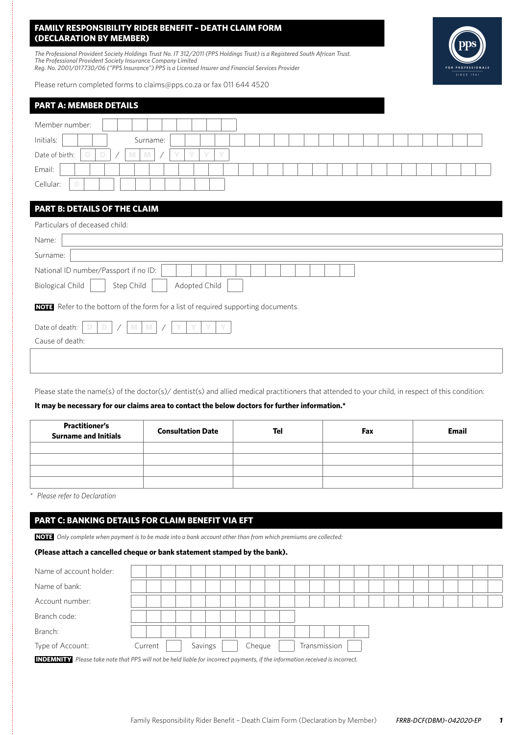# FAMILY RESPONSIBILITY RIDER BENEFIT – DEATH CLAIM FORM (DECLARATION BY MEMBER)

*The Professional Provident Society Holdings Trust No. IT 312/2011 (PPS Holdings Trust) is a Registered South African Trust.*
*The Professional Provident Society Insurance Company Limited*
*Reg. No. 2001/017730/06 ("PPS Insurance") PPS is a Licensed Insurer and Financial Services Provider*

Please return completed forms to claims@pps.co.za or fax 011 644 4520

## PART A: MEMBER DETAILS

Member number:

Initials: Surname:

Date of birth: D D / M M / Y Y Y Y

Email:

Cellular: 0

## PART B: DETAILS OF THE CLAIM

Particulars of deceased child:

Name:

Surname:

National ID number/Passport if no ID:

Biological Child ☐ Step Child ☐ Adopted Child ☐

**NOTE** Refer to the bottom of the form for a list of required supporting documents.

Date of death: D D / M M / Y Y Y Y

Cause of death:

Please state the name(s) of the doctor(s)/ dentist(s) and allied medical practitioners that attended to your child, in respect of this condition:

**It may be necessary for our claims area to contact the below doctors for further information.***

| Practitioner's Surname and Initials | Consultation Date | Tel | Fax | Email |
|---|---|---|---|---|
| | | | | |
| | | | | |
| | | | | |
| | | | | |

\* *Please refer to Declaration*

## PART C: BANKING DETAILS FOR CLAIM BENEFIT VIA EFT

**NOTE** *Only complete when payment is to be made into a bank account other than from which premiums are collected:*

**(Please attach a cancelled cheque or bank statement stamped by the bank).**

Name of account holder:

Name of bank:

Account number:

Branch code:

Branch:

Type of Account: Current ☐ Savings ☐ Cheque ☐ Transmission ☐

**INDEMNITY** *Please take note that PPS will not be held liable for incorrect payments, if the information received is incorrect.*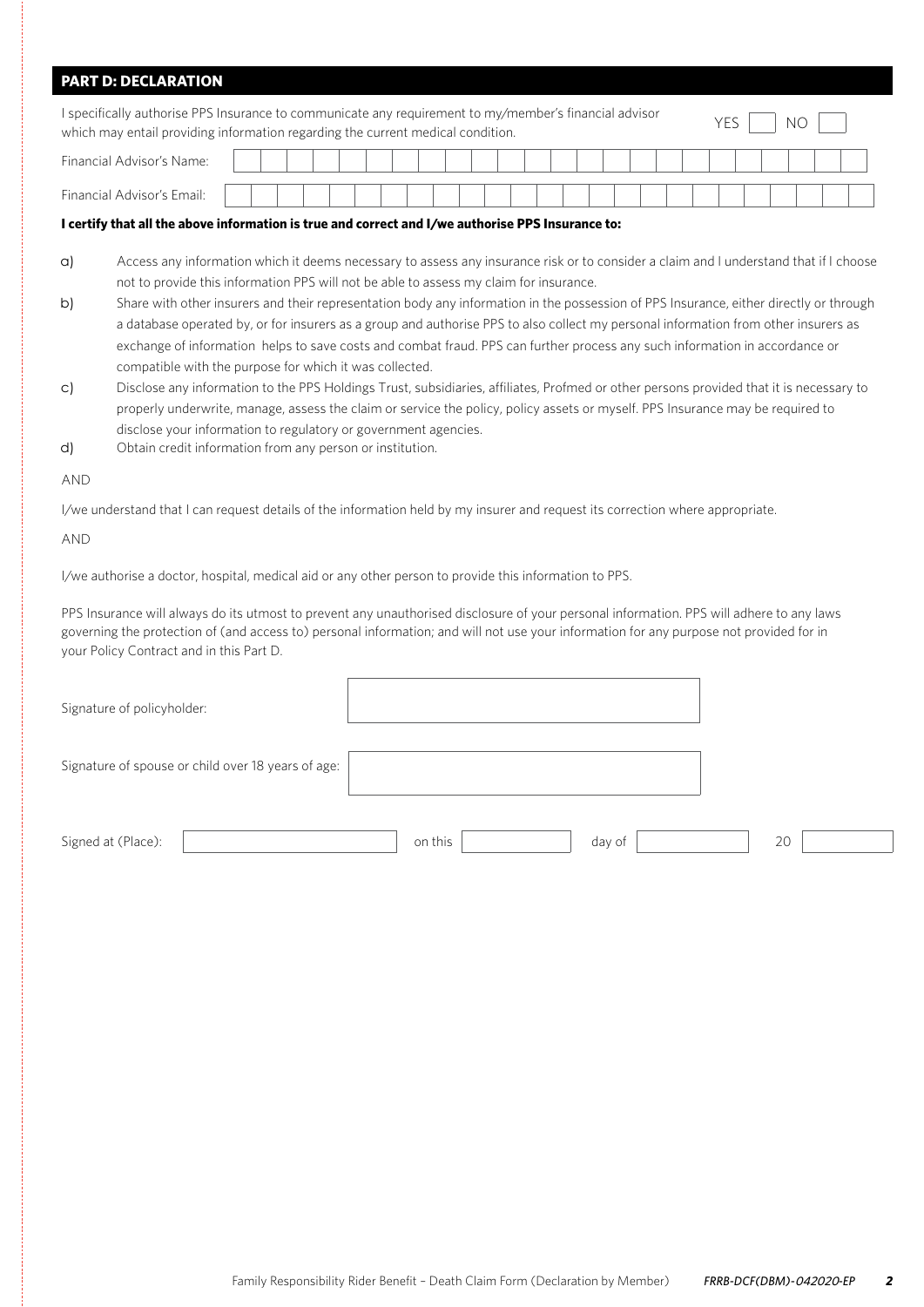## PART D: DECLARATION

I specifically authorise PPS Insurance to communicate any requirement to my/member's financial advisor which may entail providing information regarding the current medical condition. YES ☐ NO ☐

Financial Advisor's Name:

Financial Advisor's Email:

**I certify that all the above information is true and correct and I/we authorise PPS Insurance to:**

a) Access any information which it deems necessary to assess any insurance risk or to consider a claim and I understand that if I choose not to provide this information PPS will not be able to assess my claim for insurance.

b) Share with other insurers and their representation body any information in the possession of PPS Insurance, either directly or through a database operated by, or for insurers as a group and authorise PPS to also collect my personal information from other insurers as exchange of information helps to save costs and combat fraud. PPS can further process any such information in accordance or compatible with the purpose for which it was collected.

c) Disclose any information to the PPS Holdings Trust, subsidiaries, affiliates, Profmed or other persons provided that it is necessary to properly underwrite, manage, assess the claim or service the policy, policy assets or myself. PPS Insurance may be required to disclose your information to regulatory or government agencies.

d) Obtain credit information from any person or institution.

AND

I/we understand that I can request details of the information held by my insurer and request its correction where appropriate.

AND

I/we authorise a doctor, hospital, medical aid or any other person to provide this information to PPS.

PPS Insurance will always do its utmost to prevent any unauthorised disclosure of your personal information. PPS will adhere to any laws governing the protection of (and access to) personal information; and will not use your information for any purpose not provided for in your Policy Contract and in this Part D.

Signature of policyholder:

Signature of spouse or child over 18 years of age:

Signed at (Place): __________ on this __________ day of __________ 20 __________

Family Responsibility Rider Benefit – Death Claim Form (Declaration by Member) *FRRB-DCF(DBM)-042020-EP*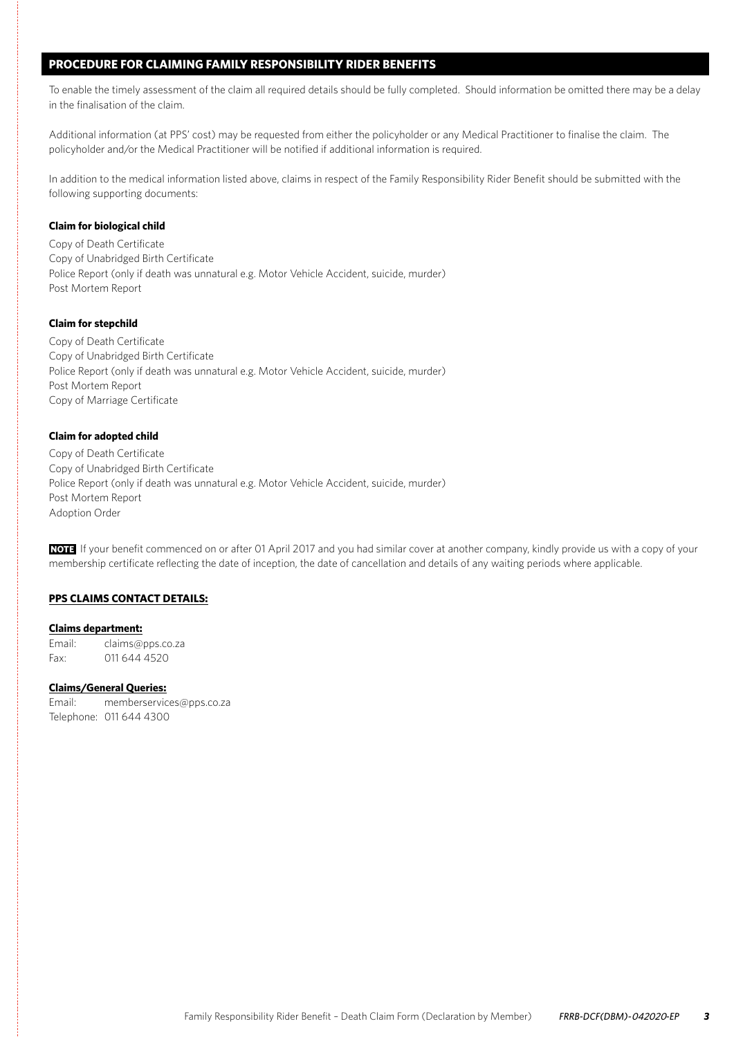## PROCEDURE FOR CLAIMING FAMILY RESPONSIBILITY RIDER BENEFITS

To enable the timely assessment of the claim all required details should be fully completed. Should information be omitted there may be a delay in the finalisation of the claim.

Additional information (at PPS' cost) may be requested from either the policyholder or any Medical Practitioner to finalise the claim. The policyholder and/or the Medical Practitioner will be notified if additional information is required.

In addition to the medical information listed above, claims in respect of the Family Responsibility Rider Benefit should be submitted with the following supporting documents:

**Claim for biological child**

Copy of Death Certificate
Copy of Unabridged Birth Certificate
Police Report (only if death was unnatural e.g. Motor Vehicle Accident, suicide, murder)
Post Mortem Report

**Claim for stepchild**

Copy of Death Certificate
Copy of Unabridged Birth Certificate
Police Report (only if death was unnatural e.g. Motor Vehicle Accident, suicide, murder)
Post Mortem Report
Copy of Marriage Certificate

**Claim for adopted child**

Copy of Death Certificate
Copy of Unabridged Birth Certificate
Police Report (only if death was unnatural e.g. Motor Vehicle Accident, suicide, murder)
Post Mortem Report
Adoption Order

**NOTE** If your benefit commenced on or after 01 April 2017 and you had similar cover at another company, kindly provide us with a copy of your membership certificate reflecting the date of inception, the date of cancellation and details of any waiting periods where applicable.

**PPS CLAIMS CONTACT DETAILS:**

**Claims department:**

Email: claims@pps.co.za
Fax: 011 644 4520

**Claims/General Queries:**

Email: memberservices@pps.co.za
Telephone: 011 644 4300